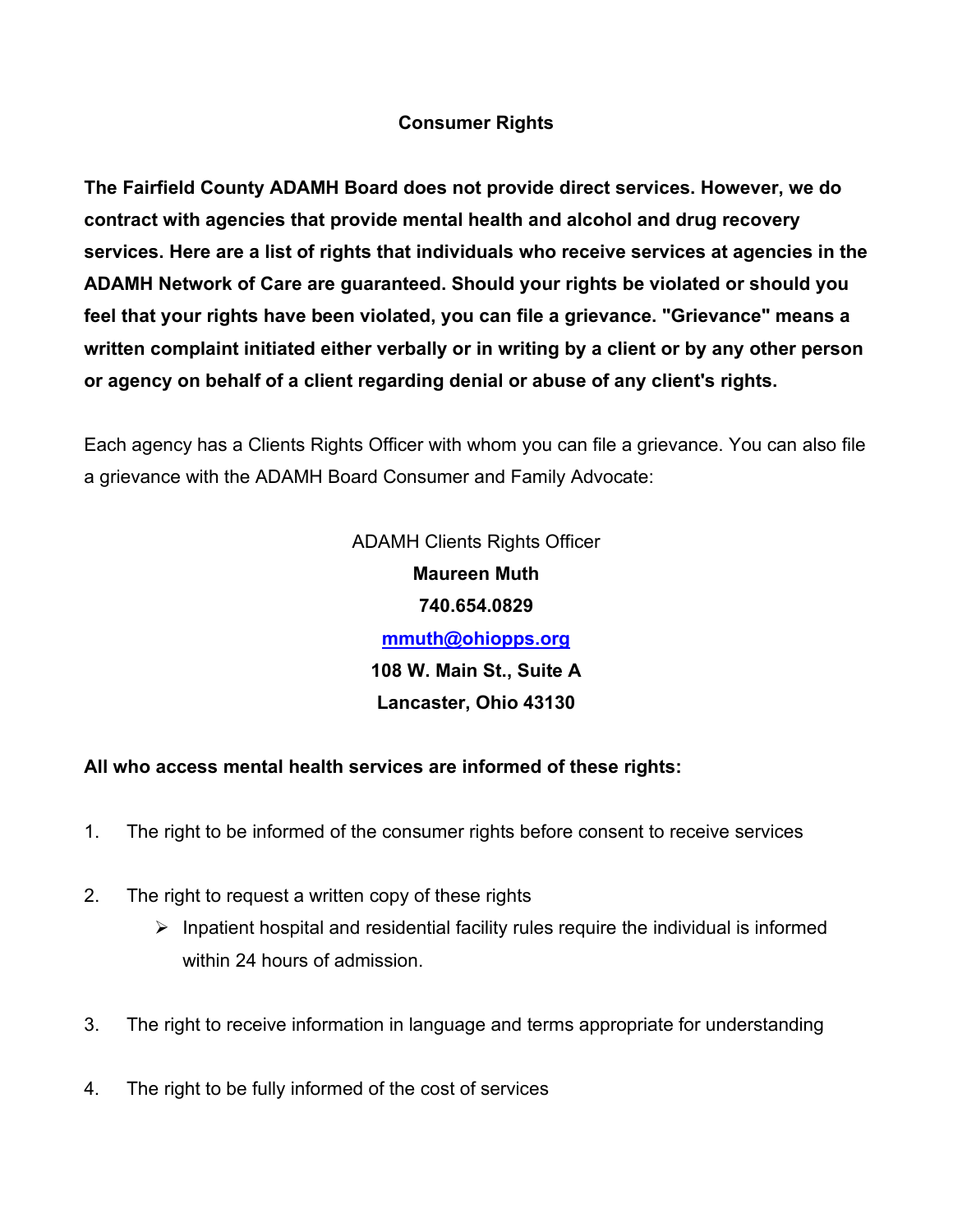# Consumer Rights

**The Fairfield County ADAMH Board does not provide direct services. However, we do contract with agencies that provide mental health and alcohol and drug recovery services. Here are a list of rights that individuals who receive services at agencies in the ADAMH Network of Care are guaranteed. Should your rights be violated or should you feel that your rights have been violated, you can file a grievance. "Grievance" means a written complaint initiated either verbally or in writing by a client or by any other person or agency on behalf of a client regarding denial or abuse of any client's rights.**

Each agency has a Clients Rights Officer with whom you can file a grievance. You can also file a grievance with the ADAMH Board Consumer and Family Advocate:

ADAMH Clients Rights Officer
**Maureen Muth**
**740.654.0829**
**[mmuth@ohiopps.org](mailto:mmuth@ohiopps.org)**
**108 W. Main St., Suite A**
**Lancaster, Ohio 43130**

**All who access mental health services are informed of these rights:**

1. The right to be informed of the consumer rights before consent to receive services
2. The right to request a written copy of these rights
   - Inpatient hospital and residential facility rules require the individual is informed within 24 hours of admission.
3. The right to receive information in language and terms appropriate for understanding
4. The right to be fully informed of the cost of services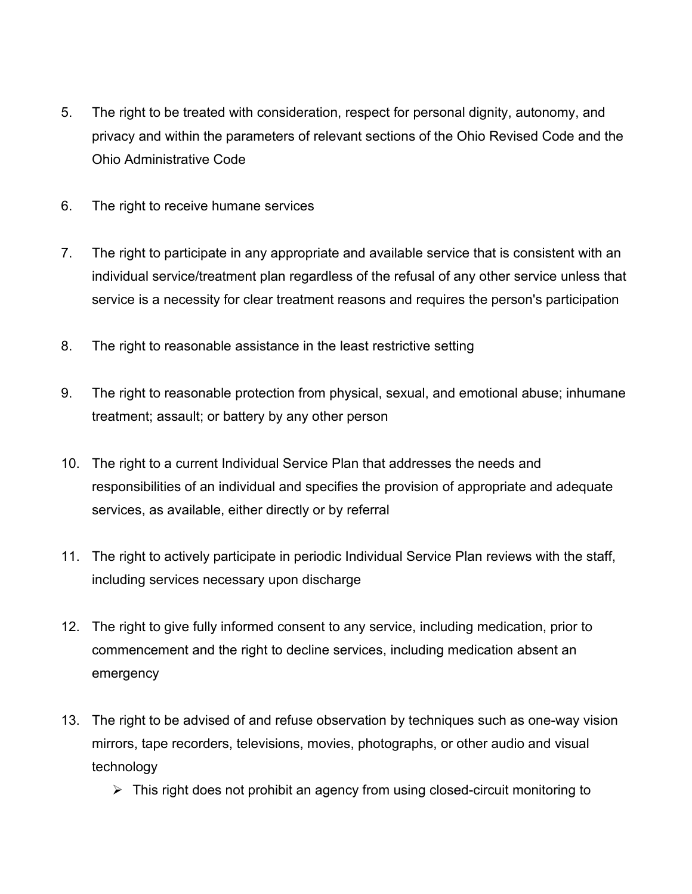5. The right to be treated with consideration, respect for personal dignity, autonomy, and privacy and within the parameters of relevant sections of the Ohio Revised Code and the Ohio Administrative Code

6. The right to receive humane services

7. The right to participate in any appropriate and available service that is consistent with an individual service/treatment plan regardless of the refusal of any other service unless that service is a necessity for clear treatment reasons and requires the person's participation

8. The right to reasonable assistance in the least restrictive setting

9. The right to reasonable protection from physical, sexual, and emotional abuse; inhumane treatment; assault; or battery by any other person

10. The right to a current Individual Service Plan that addresses the needs and responsibilities of an individual and specifies the provision of appropriate and adequate services, as available, either directly or by referral

11. The right to actively participate in periodic Individual Service Plan reviews with the staff, including services necessary upon discharge

12. The right to give fully informed consent to any service, including medication, prior to commencement and the right to decline services, including medication absent an emergency

13. The right to be advised of and refuse observation by techniques such as one-way vision mirrors, tape recorders, televisions, movies, photographs, or other audio and visual technology
    - This right does not prohibit an agency from using closed-circuit monitoring to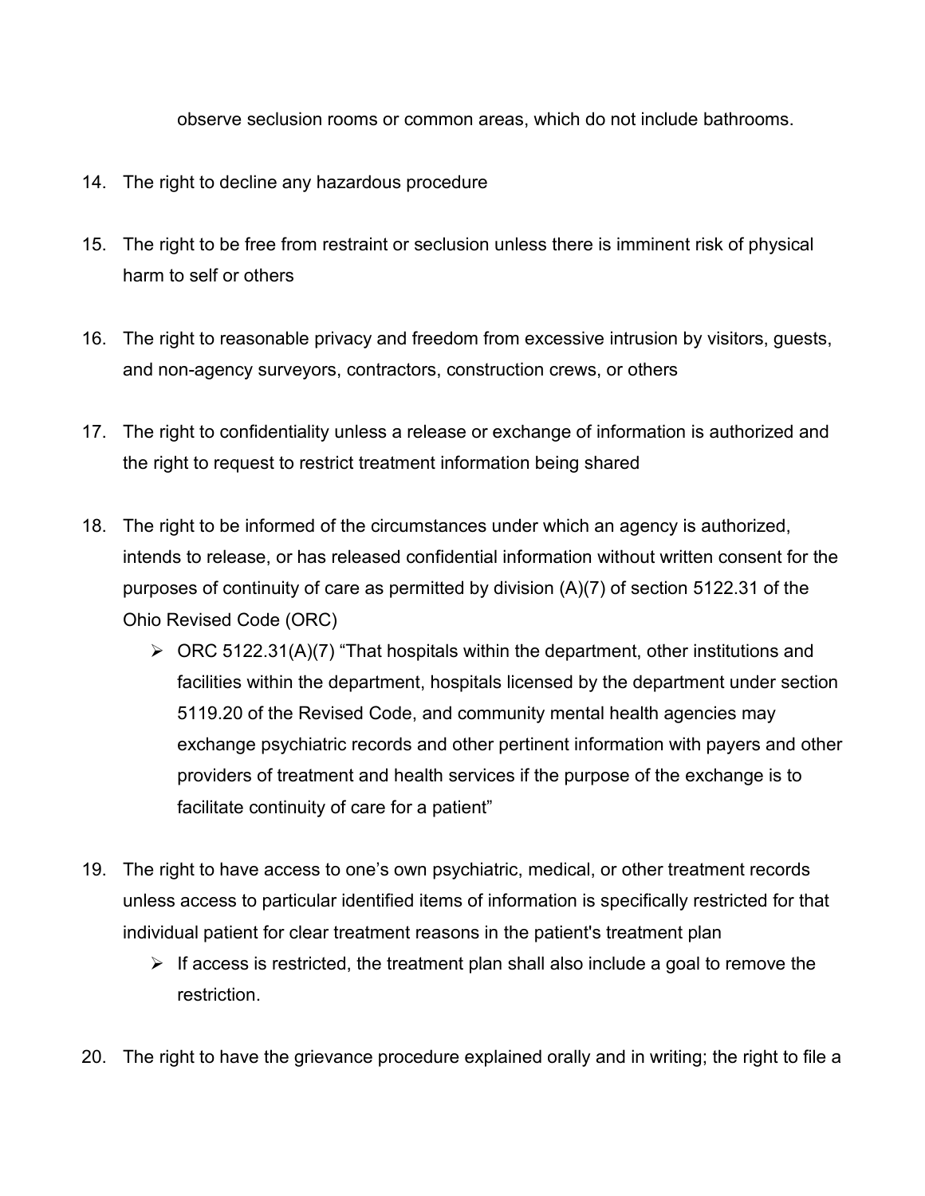observe seclusion rooms or common areas, which do not include bathrooms.

14. The right to decline any hazardous procedure

15. The right to be free from restraint or seclusion unless there is imminent risk of physical harm to self or others

16. The right to reasonable privacy and freedom from excessive intrusion by visitors, guests, and non-agency surveyors, contractors, construction crews, or others

17. The right to confidentiality unless a release or exchange of information is authorized and the right to request to restrict treatment information being shared

18. The right to be informed of the circumstances under which an agency is authorized, intends to release, or has released confidential information without written consent for the purposes of continuity of care as permitted by division (A)(7) of section 5122.31 of the Ohio Revised Code (ORC)
    - ORC 5122.31(A)(7) “That hospitals within the department, other institutions and facilities within the department, hospitals licensed by the department under section 5119.20 of the Revised Code, and community mental health agencies may exchange psychiatric records and other pertinent information with payers and other providers of treatment and health services if the purpose of the exchange is to facilitate continuity of care for a patient”

19. The right to have access to one’s own psychiatric, medical, or other treatment records unless access to particular identified items of information is specifically restricted for that individual patient for clear treatment reasons in the patient's treatment plan
    - If access is restricted, the treatment plan shall also include a goal to remove the restriction.

20. The right to have the grievance procedure explained orally and in writing; the right to file a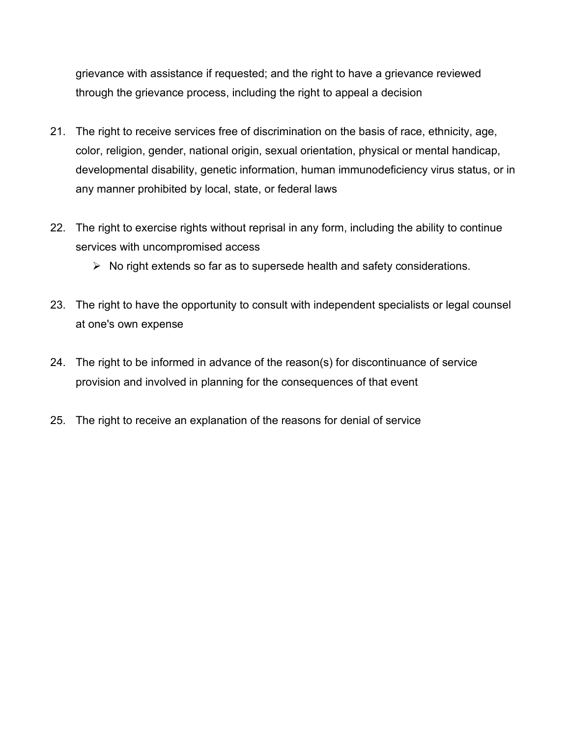grievance with assistance if requested; and the right to have a grievance reviewed through the grievance process, including the right to appeal a decision

21. The right to receive services free of discrimination on the basis of race, ethnicity, age, color, religion, gender, national origin, sexual orientation, physical or mental handicap, developmental disability, genetic information, human immunodeficiency virus status, or in any manner prohibited by local, state, or federal laws

22. The right to exercise rights without reprisal in any form, including the ability to continue services with uncompromised access
    - No right extends so far as to supersede health and safety considerations.

23. The right to have the opportunity to consult with independent specialists or legal counsel at one's own expense

24. The right to be informed in advance of the reason(s) for discontinuance of service provision and involved in planning for the consequences of that event

25. The right to receive an explanation of the reasons for denial of service